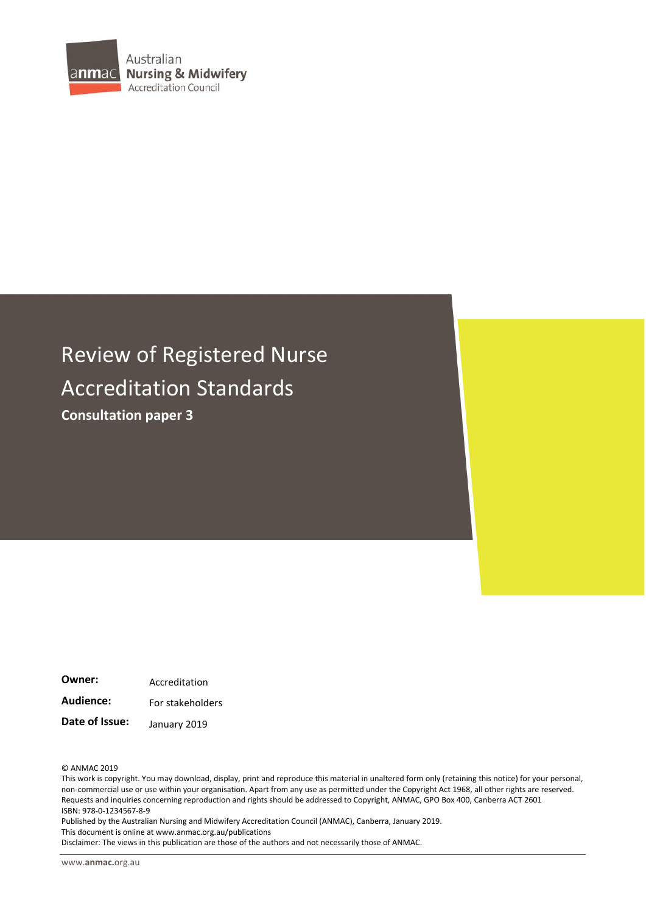Australian **Nursing & Midwifery** Accreditation Council

# Review of Registered Nurse Accreditation Standards

**Consultation paper 3**

| | |
|---|---|
| **Owner:** | Accreditation |
| **Audience:** | For stakeholders |
| **Date of Issue:** | January 2019 |

© ANMAC 2019

This work is copyright. You may download, display, print and reproduce this material in unaltered form only (retaining this notice) for your personal, non-commercial use or use within your organisation. Apart from any use as permitted under the Copyright Act 1968, all other rights are reserved. Requests and inquiries concerning reproduction and rights should be addressed to Copyright, ANMAC, GPO Box 400, Canberra ACT 2601

ISBN: 978-0-1234567-8-9

Published by the Australian Nursing and Midwifery Accreditation Council (ANMAC), Canberra, January 2019.

This document is online at www.anmac.org.au/publications

Disclaimer: The views in this publication are those of the authors and not necessarily those of ANMAC.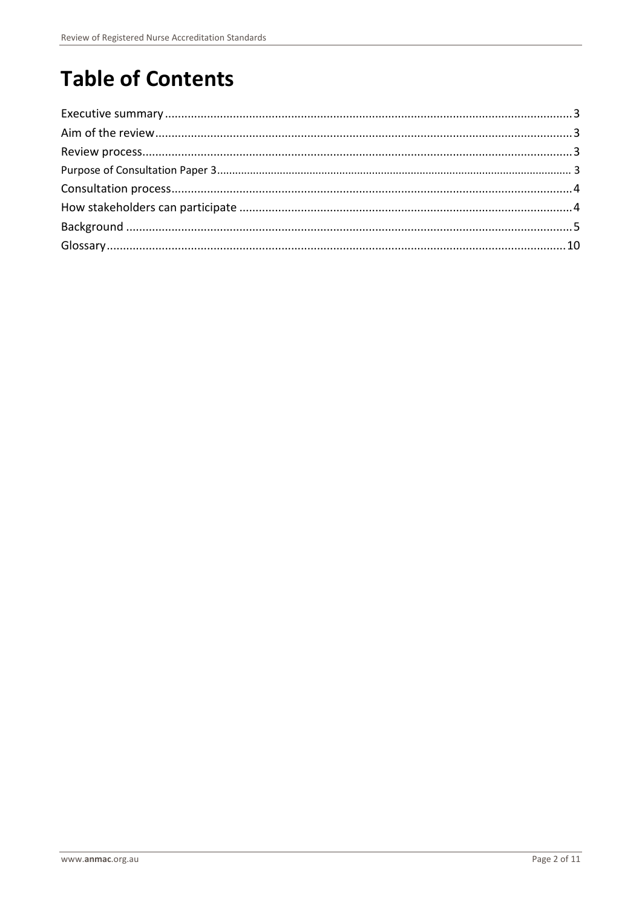# Table of Contents

Executive summary ........................................................................................................... 3
Aim of the review ............................................................................................................. 3
Review process .................................................................................................................. 3
Purpose of Consultation Paper 3 ......................................................................................... 3
Consultation process .......................................................................................................... 4
How stakeholders can participate ....................................................................................... 4
Background ....................................................................................................................... 5
Glossary ........................................................................................................................... 10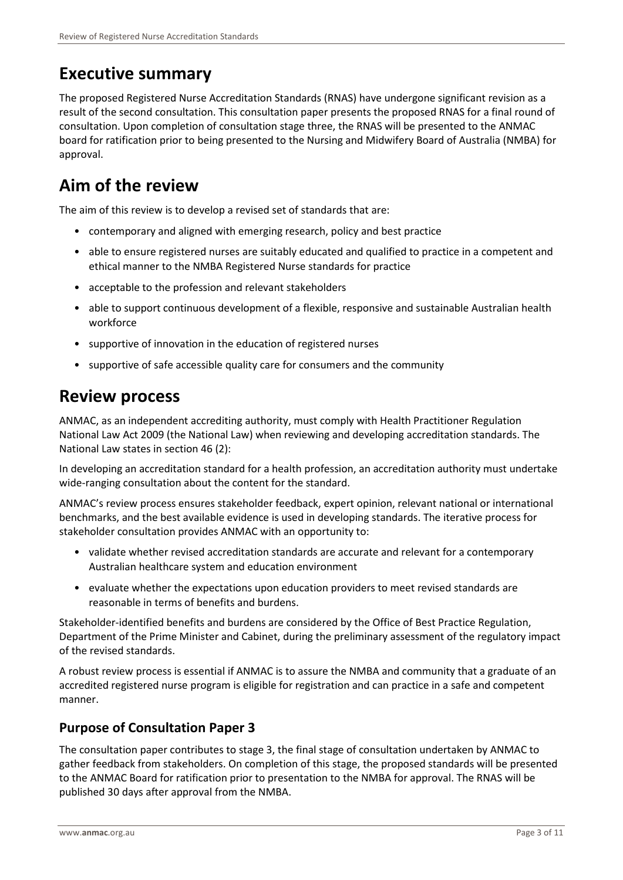# Executive summary

The proposed Registered Nurse Accreditation Standards (RNAS) have undergone significant revision as a result of the second consultation. This consultation paper presents the proposed RNAS for a final round of consultation. Upon completion of consultation stage three, the RNAS will be presented to the ANMAC board for ratification prior to being presented to the Nursing and Midwifery Board of Australia (NMBA) for approval.

# Aim of the review

The aim of this review is to develop a revised set of standards that are:

- contemporary and aligned with emerging research, policy and best practice
- able to ensure registered nurses are suitably educated and qualified to practice in a competent and ethical manner to the NMBA Registered Nurse standards for practice
- acceptable to the profession and relevant stakeholders
- able to support continuous development of a flexible, responsive and sustainable Australian health workforce
- supportive of innovation in the education of registered nurses
- supportive of safe accessible quality care for consumers and the community

# Review process

ANMAC, as an independent accrediting authority, must comply with Health Practitioner Regulation National Law Act 2009 (the National Law) when reviewing and developing accreditation standards. The National Law states in section 46 (2):

In developing an accreditation standard for a health profession, an accreditation authority must undertake wide-ranging consultation about the content for the standard.

ANMAC's review process ensures stakeholder feedback, expert opinion, relevant national or international benchmarks, and the best available evidence is used in developing standards. The iterative process for stakeholder consultation provides ANMAC with an opportunity to:

- validate whether revised accreditation standards are accurate and relevant for a contemporary Australian healthcare system and education environment
- evaluate whether the expectations upon education providers to meet revised standards are reasonable in terms of benefits and burdens.

Stakeholder-identified benefits and burdens are considered by the Office of Best Practice Regulation, Department of the Prime Minister and Cabinet, during the preliminary assessment of the regulatory impact of the revised standards.

A robust review process is essential if ANMAC is to assure the NMBA and community that a graduate of an accredited registered nurse program is eligible for registration and can practice in a safe and competent manner.

## Purpose of Consultation Paper 3

The consultation paper contributes to stage 3, the final stage of consultation undertaken by ANMAC to gather feedback from stakeholders. On completion of this stage, the proposed standards will be presented to the ANMAC Board for ratification prior to presentation to the NMBA for approval. The RNAS will be published 30 days after approval from the NMBA.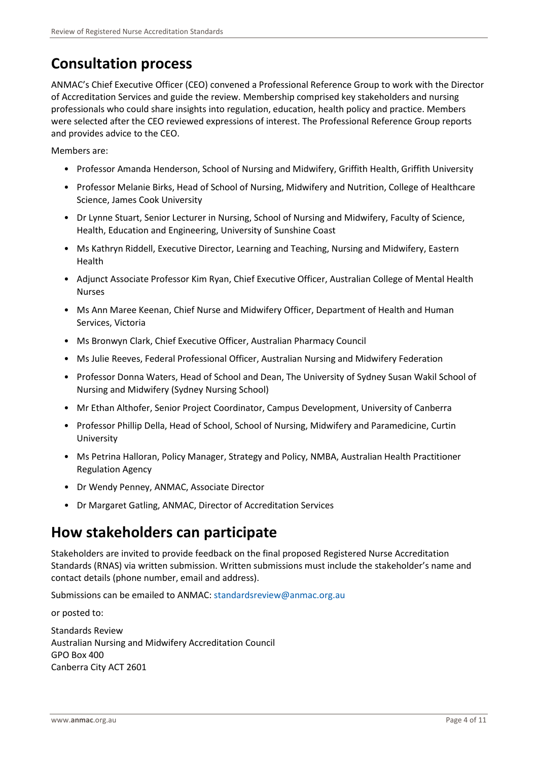## Consultation process

ANMAC's Chief Executive Officer (CEO) convened a Professional Reference Group to work with the Director of Accreditation Services and guide the review. Membership comprised key stakeholders and nursing professionals who could share insights into regulation, education, health policy and practice. Members were selected after the CEO reviewed expressions of interest. The Professional Reference Group reports and provides advice to the CEO.

Members are:

- Professor Amanda Henderson, School of Nursing and Midwifery, Griffith Health, Griffith University
- Professor Melanie Birks, Head of School of Nursing, Midwifery and Nutrition, College of Healthcare Science, James Cook University
- Dr Lynne Stuart, Senior Lecturer in Nursing, School of Nursing and Midwifery, Faculty of Science, Health, Education and Engineering, University of Sunshine Coast
- Ms Kathryn Riddell, Executive Director, Learning and Teaching, Nursing and Midwifery, Eastern Health
- Adjunct Associate Professor Kim Ryan, Chief Executive Officer, Australian College of Mental Health Nurses
- Ms Ann Maree Keenan, Chief Nurse and Midwifery Officer, Department of Health and Human Services, Victoria
- Ms Bronwyn Clark, Chief Executive Officer, Australian Pharmacy Council
- Ms Julie Reeves, Federal Professional Officer, Australian Nursing and Midwifery Federation
- Professor Donna Waters, Head of School and Dean, The University of Sydney Susan Wakil School of Nursing and Midwifery (Sydney Nursing School)
- Mr Ethan Althofer, Senior Project Coordinator, Campus Development, University of Canberra
- Professor Phillip Della, Head of School, School of Nursing, Midwifery and Paramedicine, Curtin University
- Ms Petrina Halloran, Policy Manager, Strategy and Policy, NMBA, Australian Health Practitioner Regulation Agency
- Dr Wendy Penney, ANMAC, Associate Director
- Dr Margaret Gatling, ANMAC, Director of Accreditation Services

## How stakeholders can participate

Stakeholders are invited to provide feedback on the final proposed Registered Nurse Accreditation Standards (RNAS) via written submission. Written submissions must include the stakeholder's name and contact details (phone number, email and address).

Submissions can be emailed to ANMAC: standardsreview@anmac.org.au

or posted to:

Standards Review
Australian Nursing and Midwifery Accreditation Council
GPO Box 400
Canberra City ACT 2601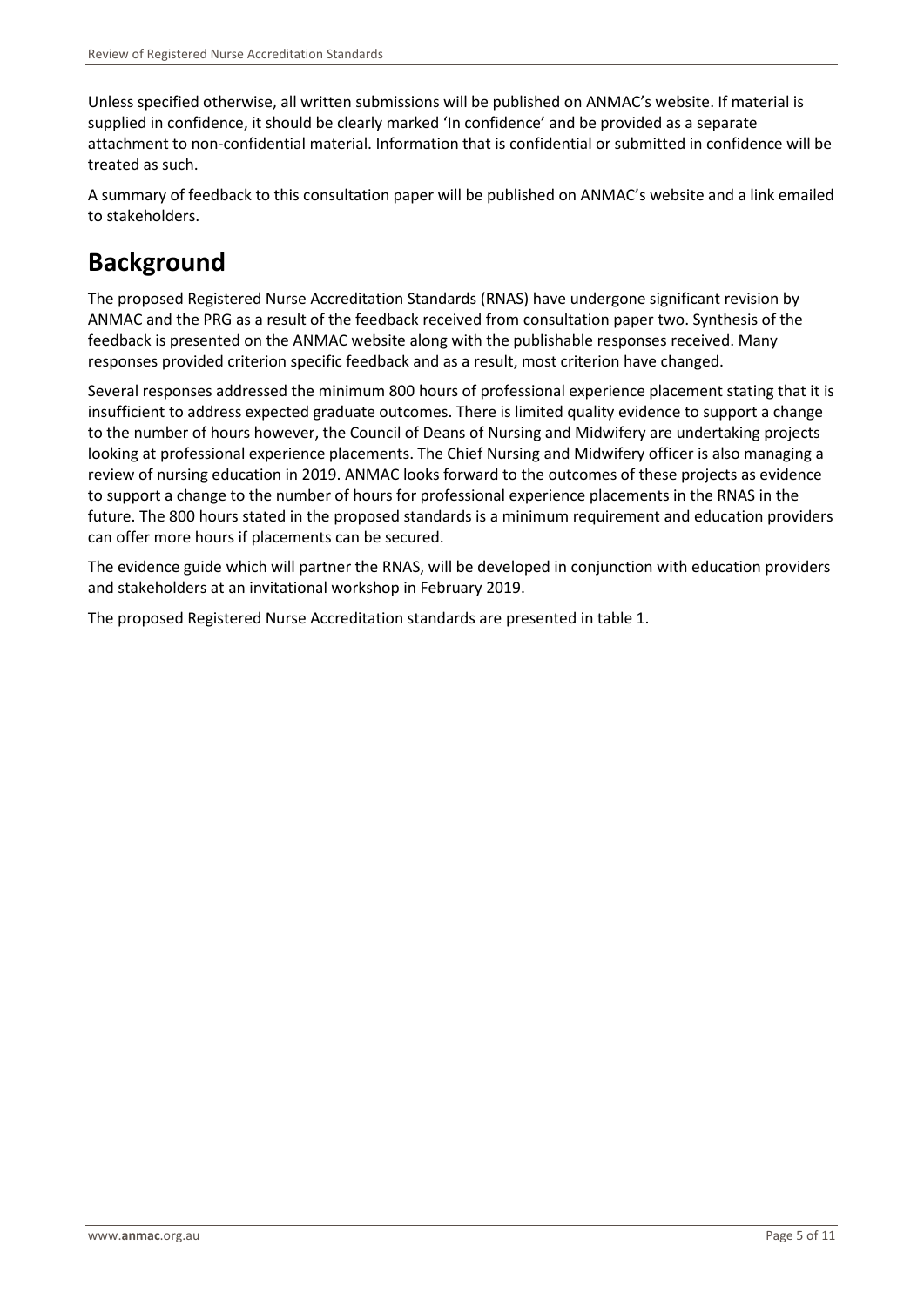Unless specified otherwise, all written submissions will be published on ANMAC's website. If material is supplied in confidence, it should be clearly marked 'In confidence' and be provided as a separate attachment to non-confidential material. Information that is confidential or submitted in confidence will be treated as such.

A summary of feedback to this consultation paper will be published on ANMAC's website and a link emailed to stakeholders.

# Background

The proposed Registered Nurse Accreditation Standards (RNAS) have undergone significant revision by ANMAC and the PRG as a result of the feedback received from consultation paper two. Synthesis of the feedback is presented on the ANMAC website along with the publishable responses received. Many responses provided criterion specific feedback and as a result, most criterion have changed.

Several responses addressed the minimum 800 hours of professional experience placement stating that it is insufficient to address expected graduate outcomes. There is limited quality evidence to support a change to the number of hours however, the Council of Deans of Nursing and Midwifery are undertaking projects looking at professional experience placements. The Chief Nursing and Midwifery officer is also managing a review of nursing education in 2019. ANMAC looks forward to the outcomes of these projects as evidence to support a change to the number of hours for professional experience placements in the RNAS in the future. The 800 hours stated in the proposed standards is a minimum requirement and education providers can offer more hours if placements can be secured.

The evidence guide which will partner the RNAS, will be developed in conjunction with education providers and stakeholders at an invitational workshop in February 2019.

The proposed Registered Nurse Accreditation standards are presented in table 1.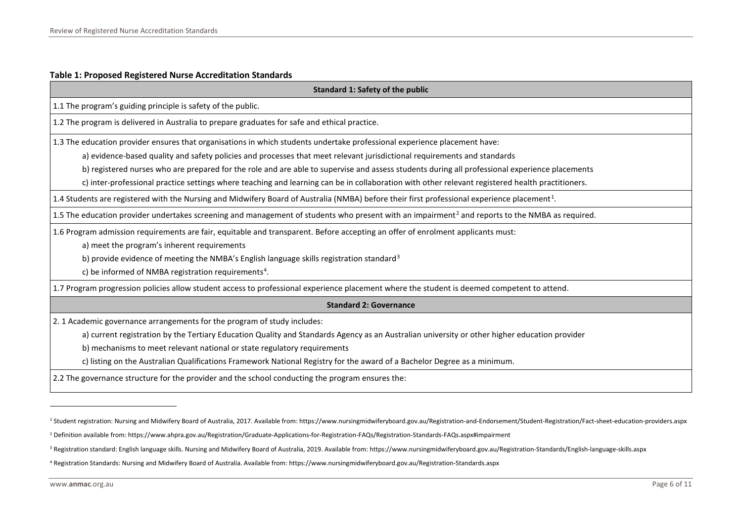**Table 1: Proposed Registered Nurse Accreditation Standards**

| Standard 1: Safety of the public |
|---|
| 1.1 The program's guiding principle is safety of the public. |
| 1.2 The program is delivered in Australia to prepare graduates for safe and ethical practice. |
| 1.3 The education provider ensures that organisations in which students undertake professional experience placement have:<br>a) evidence-based quality and safety policies and processes that meet relevant jurisdictional requirements and standards<br>b) registered nurses who are prepared for the role and are able to supervise and assess students during all professional experience placements<br>c) inter-professional practice settings where teaching and learning can be in collaboration with other relevant registered health practitioners. |
| 1.4 Students are registered with the Nursing and Midwifery Board of Australia (NMBA) before their first professional experience placement[1]. |
| 1.5 The education provider undertakes screening and management of students who present with an impairment[2] and reports to the NMBA as required. |
| 1.6 Program admission requirements are fair, equitable and transparent. Before accepting an offer of enrolment applicants must:<br>a) meet the program's inherent requirements<br>b) provide evidence of meeting the NMBA's English language skills registration standard[3]<br>c) be informed of NMBA registration requirements[4]. |
| 1.7 Program progression policies allow student access to professional experience placement where the student is deemed competent to attend. |
| **Standard 2: Governance** |
| 2. 1 Academic governance arrangements for the program of study includes:<br>a) current registration by the Tertiary Education Quality and Standards Agency as an Australian university or other higher education provider<br>b) mechanisms to meet relevant national or state regulatory requirements<br>c) listing on the Australian Qualifications Framework National Registry for the award of a Bachelor Degree as a minimum. |
| 2.2 The governance structure for the provider and the school conducting the program ensures the: |

---

[1] Student registration: Nursing and Midwifery Board of Australia, 2017. Available from: https://www.nursingmidwiferyboard.gov.au/Registration-and-Endorsement/Student-Registration/Fact-sheet-education-providers.aspx

[2] Definition available from: https://www.ahpra.gov.au/Registration/Graduate-Applications-for-Registration-FAQs/Registration-Standards-FAQs.aspx#impairment

[3] Registration standard: English language skills. Nursing and Midwifery Board of Australia, 2019. Available from: https://www.nursingmidwiferyboard.gov.au/Registration-Standards/English-language-skills.aspx

[4] Registration Standards: Nursing and Midwifery Board of Australia. Available from: https://www.nursingmidwiferyboard.gov.au/Registration-Standards.aspx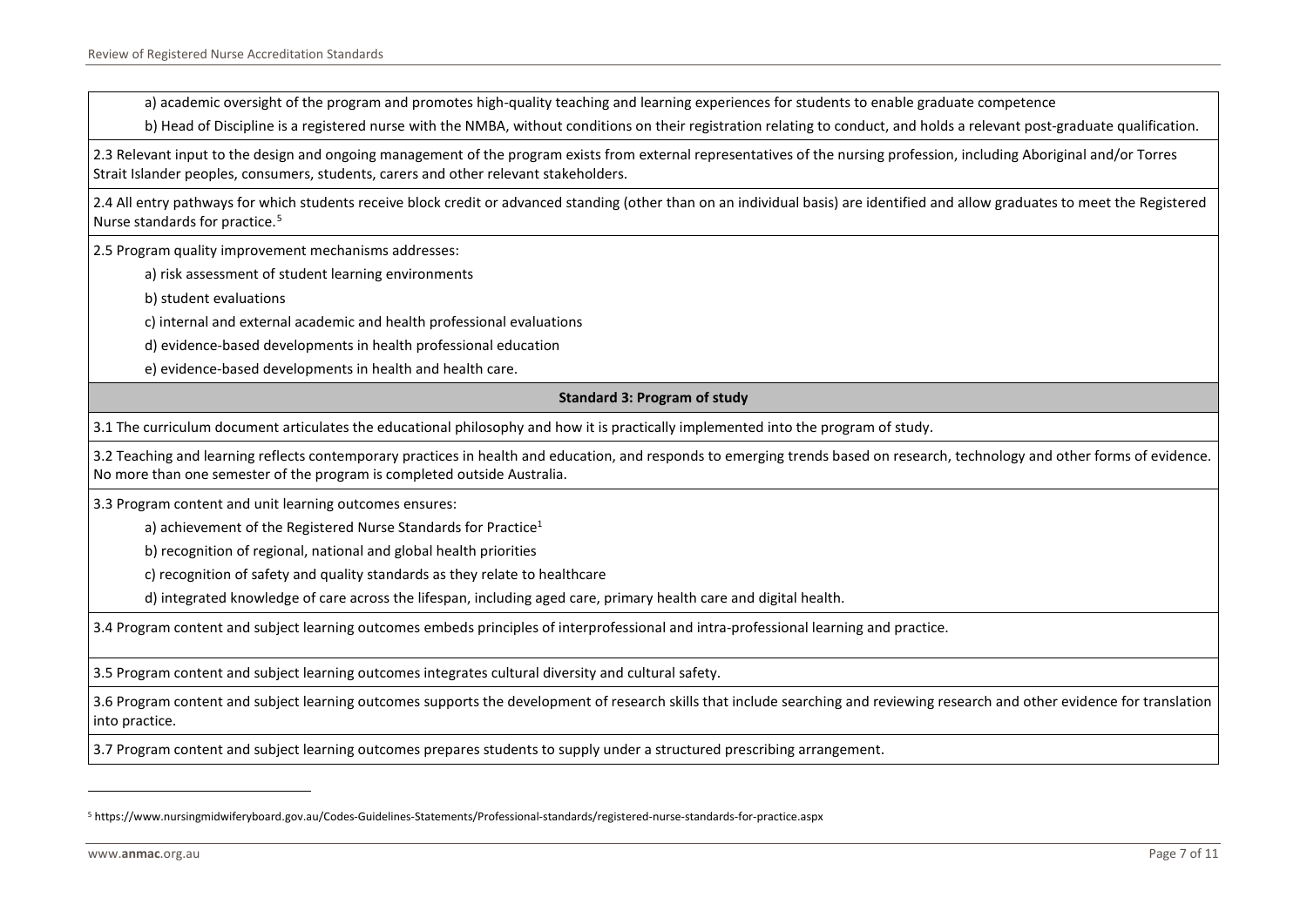a) academic oversight of the program and promotes high-quality teaching and learning experiences for students to enable graduate competence

b) Head of Discipline is a registered nurse with the NMBA, without conditions on their registration relating to conduct, and holds a relevant post-graduate qualification.

2.3 Relevant input to the design and ongoing management of the program exists from external representatives of the nursing profession, including Aboriginal and/or Torres Strait Islander peoples, consumers, students, carers and other relevant stakeholders.

2.4 All entry pathways for which students receive block credit or advanced standing (other than on an individual basis) are identified and allow graduates to meet the Registered Nurse standards for practice.[5]

2.5 Program quality improvement mechanisms addresses:

a) risk assessment of student learning environments

b) student evaluations

c) internal and external academic and health professional evaluations

d) evidence-based developments in health professional education

e) evidence-based developments in health and health care.

**Standard 3: Program of study**

3.1 The curriculum document articulates the educational philosophy and how it is practically implemented into the program of study.

3.2 Teaching and learning reflects contemporary practices in health and education, and responds to emerging trends based on research, technology and other forms of evidence. No more than one semester of the program is completed outside Australia.

3.3 Program content and unit learning outcomes ensures:

a) achievement of the Registered Nurse Standards for Practice[1]

b) recognition of regional, national and global health priorities

c) recognition of safety and quality standards as they relate to healthcare

d) integrated knowledge of care across the lifespan, including aged care, primary health care and digital health.

3.4 Program content and subject learning outcomes embeds principles of interprofessional and intra-professional learning and practice.

3.5 Program content and subject learning outcomes integrates cultural diversity and cultural safety.

3.6 Program content and subject learning outcomes supports the development of research skills that include searching and reviewing research and other evidence for translation into practice.

3.7 Program content and subject learning outcomes prepares students to supply under a structured prescribing arrangement.

---

[5] https://www.nursingmidwiferyboard.gov.au/Codes-Guidelines-Statements/Professional-standards/registered-nurse-standards-for-practice.aspx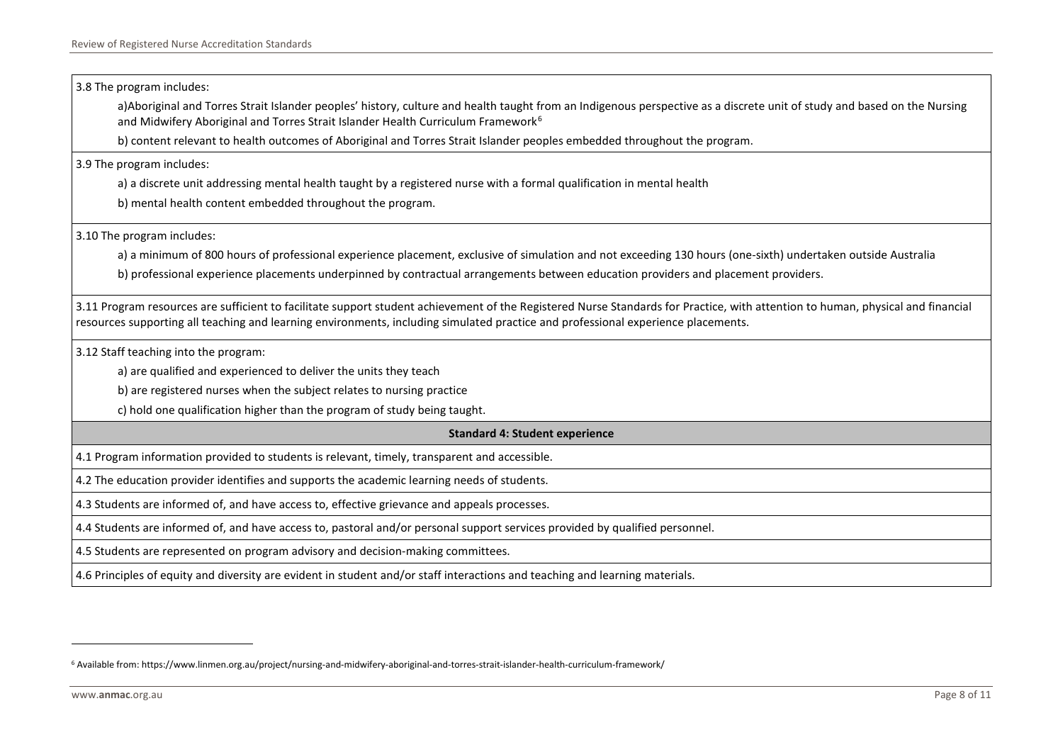3.8 The program includes:

a)Aboriginal and Torres Strait Islander peoples' history, culture and health taught from an Indigenous perspective as a discrete unit of study and based on the Nursing and Midwifery Aboriginal and Torres Strait Islander Health Curriculum Framework[6]

b) content relevant to health outcomes of Aboriginal and Torres Strait Islander peoples embedded throughout the program.

3.9 The program includes:

a) a discrete unit addressing mental health taught by a registered nurse with a formal qualification in mental health

b) mental health content embedded throughout the program.

3.10 The program includes:

a) a minimum of 800 hours of professional experience placement, exclusive of simulation and not exceeding 130 hours (one-sixth) undertaken outside Australia

b) professional experience placements underpinned by contractual arrangements between education providers and placement providers.

3.11 Program resources are sufficient to facilitate support student achievement of the Registered Nurse Standards for Practice, with attention to human, physical and financial resources supporting all teaching and learning environments, including simulated practice and professional experience placements.

3.12 Staff teaching into the program:

a) are qualified and experienced to deliver the units they teach

b) are registered nurses when the subject relates to nursing practice

c) hold one qualification higher than the program of study being taught.

**Standard 4: Student experience**

4.1 Program information provided to students is relevant, timely, transparent and accessible.

4.2 The education provider identifies and supports the academic learning needs of students.

4.3 Students are informed of, and have access to, effective grievance and appeals processes.

4.4 Students are informed of, and have access to, pastoral and/or personal support services provided by qualified personnel.

4.5 Students are represented on program advisory and decision-making committees.

4.6 Principles of equity and diversity are evident in student and/or staff interactions and teaching and learning materials.

[6] Available from: https://www.linmen.org.au/project/nursing-and-midwifery-aboriginal-and-torres-strait-islander-health-curriculum-framework/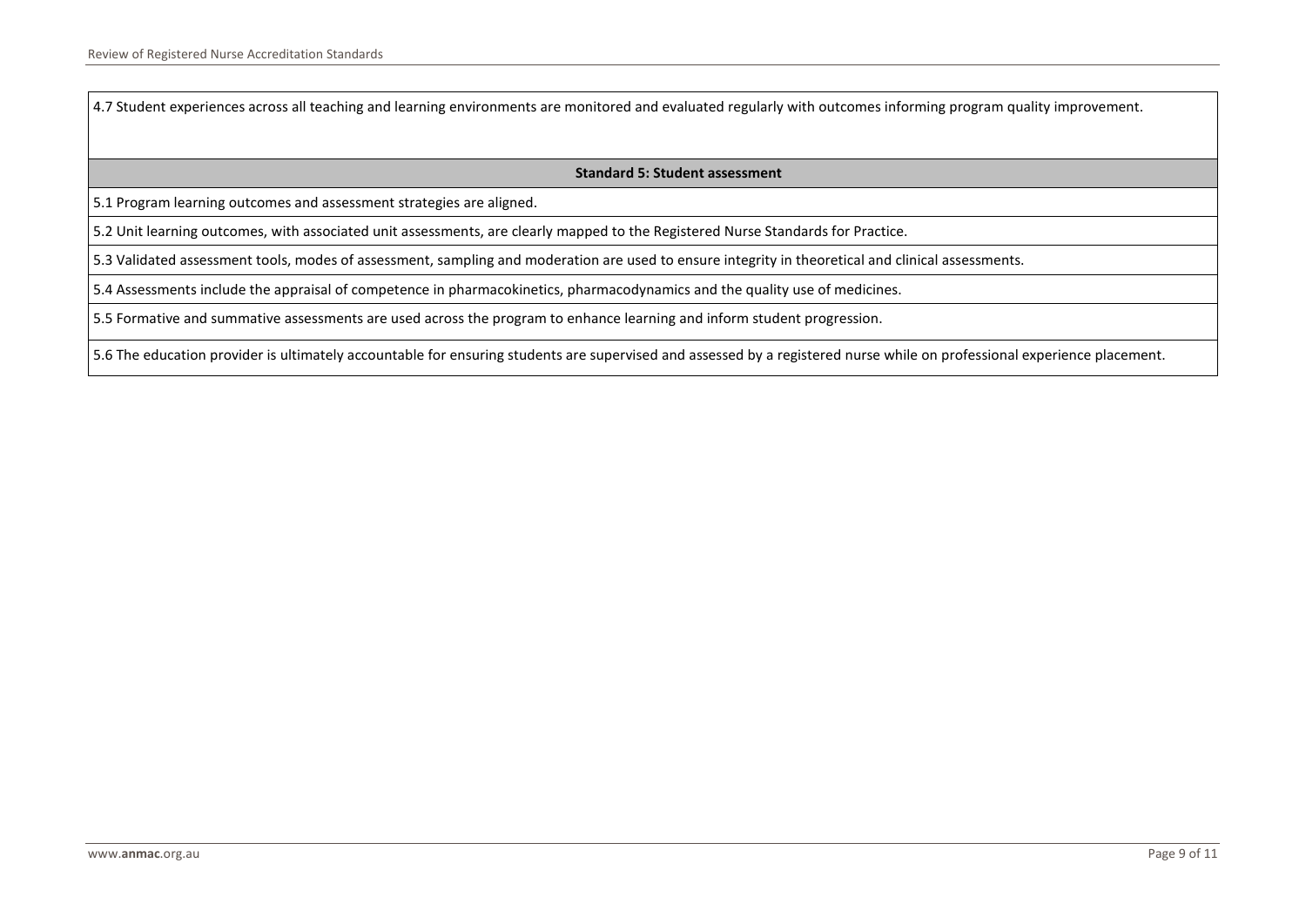| 4.7 Student experiences across all teaching and learning environments are monitored and evaluated regularly with outcomes informing program quality improvement. |
|---|
| **Standard 5: Student assessment** |
| 5.1 Program learning outcomes and assessment strategies are aligned. |
| 5.2 Unit learning outcomes, with associated unit assessments, are clearly mapped to the Registered Nurse Standards for Practice. |
| 5.3 Validated assessment tools, modes of assessment, sampling and moderation are used to ensure integrity in theoretical and clinical assessments. |
| 5.4 Assessments include the appraisal of competence in pharmacokinetics, pharmacodynamics and the quality use of medicines. |
| 5.5 Formative and summative assessments are used across the program to enhance learning and inform student progression. |
| 5.6 The education provider is ultimately accountable for ensuring students are supervised and assessed by a registered nurse while on professional experience placement. |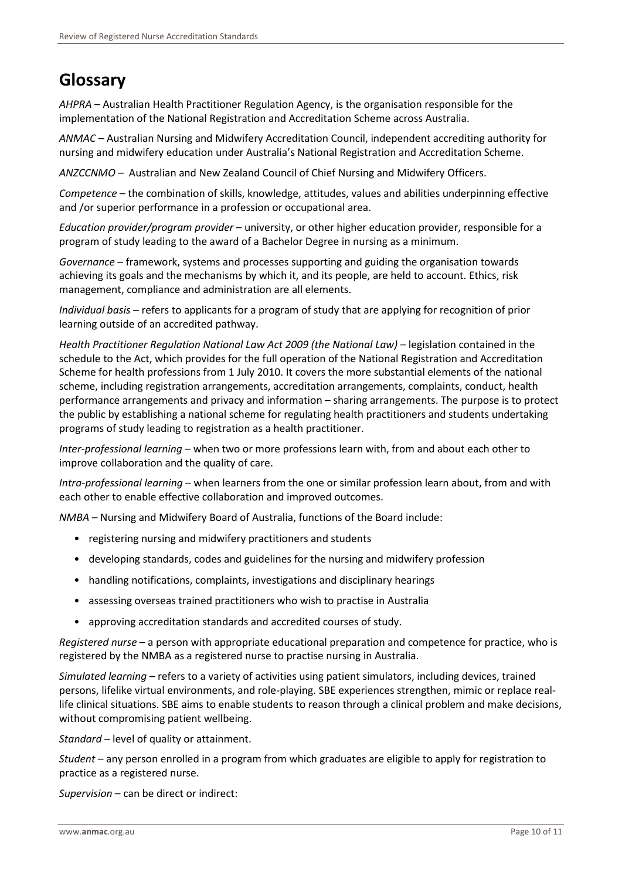# Glossary

*AHPRA* – Australian Health Practitioner Regulation Agency, is the organisation responsible for the implementation of the National Registration and Accreditation Scheme across Australia.

*ANMAC* – Australian Nursing and Midwifery Accreditation Council, independent accrediting authority for nursing and midwifery education under Australia's National Registration and Accreditation Scheme.

*ANZCCNMO* – Australian and New Zealand Council of Chief Nursing and Midwifery Officers.

*Competence* – the combination of skills, knowledge, attitudes, values and abilities underpinning effective and /or superior performance in a profession or occupational area.

*Education provider/program provider* – university, or other higher education provider, responsible for a program of study leading to the award of a Bachelor Degree in nursing as a minimum.

*Governance* – framework, systems and processes supporting and guiding the organisation towards achieving its goals and the mechanisms by which it, and its people, are held to account. Ethics, risk management, compliance and administration are all elements.

*Individual basis* – refers to applicants for a program of study that are applying for recognition of prior learning outside of an accredited pathway.

*Health Practitioner Regulation National Law Act 2009 (the National Law)* – legislation contained in the schedule to the Act, which provides for the full operation of the National Registration and Accreditation Scheme for health professions from 1 July 2010. It covers the more substantial elements of the national scheme, including registration arrangements, accreditation arrangements, complaints, conduct, health performance arrangements and privacy and information – sharing arrangements. The purpose is to protect the public by establishing a national scheme for regulating health practitioners and students undertaking programs of study leading to registration as a health practitioner.

*Inter-professional learning* – when two or more professions learn with, from and about each other to improve collaboration and the quality of care.

*Intra-professional learning* – when learners from the one or similar profession learn about, from and with each other to enable effective collaboration and improved outcomes.

*NMBA* – Nursing and Midwifery Board of Australia, functions of the Board include:

- registering nursing and midwifery practitioners and students
- developing standards, codes and guidelines for the nursing and midwifery profession
- handling notifications, complaints, investigations and disciplinary hearings
- assessing overseas trained practitioners who wish to practise in Australia
- approving accreditation standards and accredited courses of study.

*Registered nurse* – a person with appropriate educational preparation and competence for practice, who is registered by the NMBA as a registered nurse to practise nursing in Australia.

*Simulated learning* – refers to a variety of activities using patient simulators, including devices, trained persons, lifelike virtual environments, and role-playing. SBE experiences strengthen, mimic or replace real-life clinical situations. SBE aims to enable students to reason through a clinical problem and make decisions, without compromising patient wellbeing.

*Standard* – level of quality or attainment.

*Student* – any person enrolled in a program from which graduates are eligible to apply for registration to practice as a registered nurse.

*Supervision* – can be direct or indirect: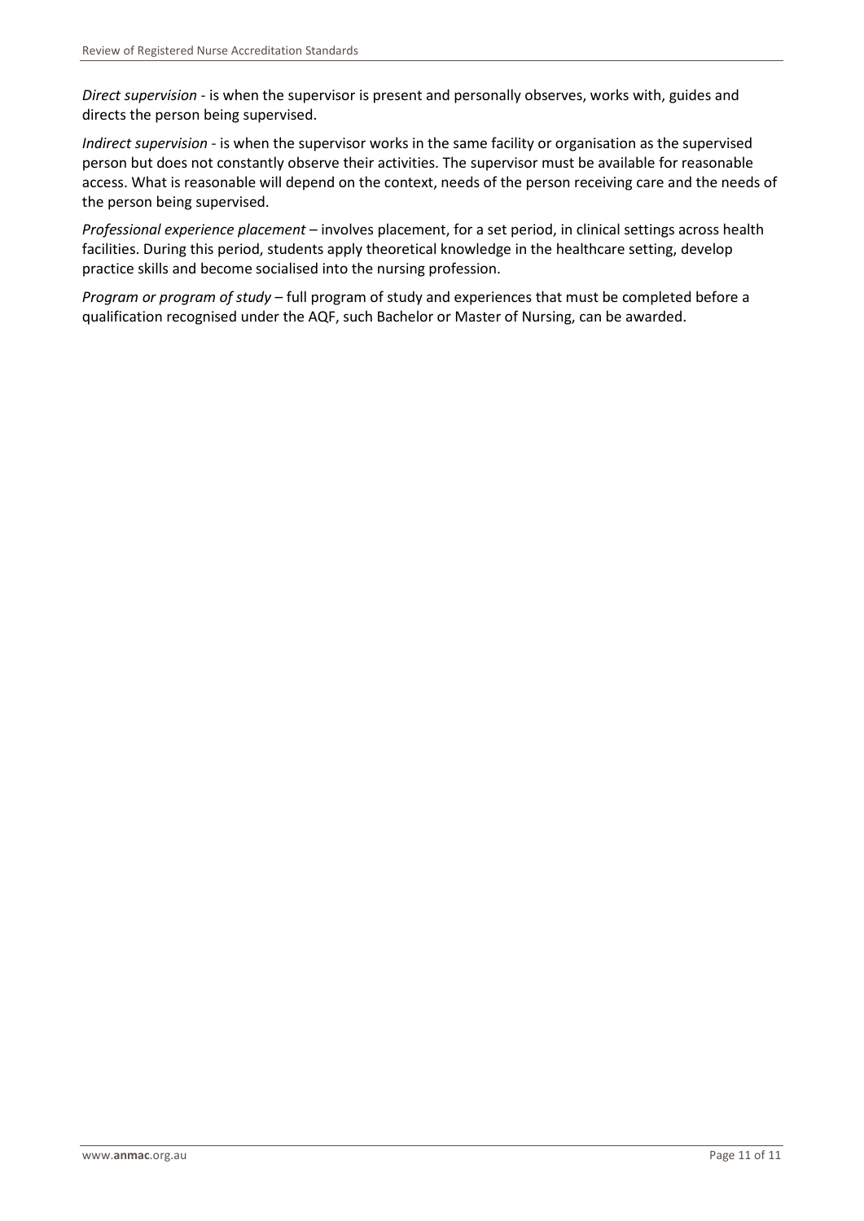*Direct supervision* - is when the supervisor is present and personally observes, works with, guides and directs the person being supervised.

*Indirect supervision* - is when the supervisor works in the same facility or organisation as the supervised person but does not constantly observe their activities. The supervisor must be available for reasonable access. What is reasonable will depend on the context, needs of the person receiving care and the needs of the person being supervised.

*Professional experience placement* – involves placement, for a set period, in clinical settings across health facilities. During this period, students apply theoretical knowledge in the healthcare setting, develop practice skills and become socialised into the nursing profession.

*Program or program of study* – full program of study and experiences that must be completed before a qualification recognised under the AQF, such Bachelor or Master of Nursing, can be awarded.